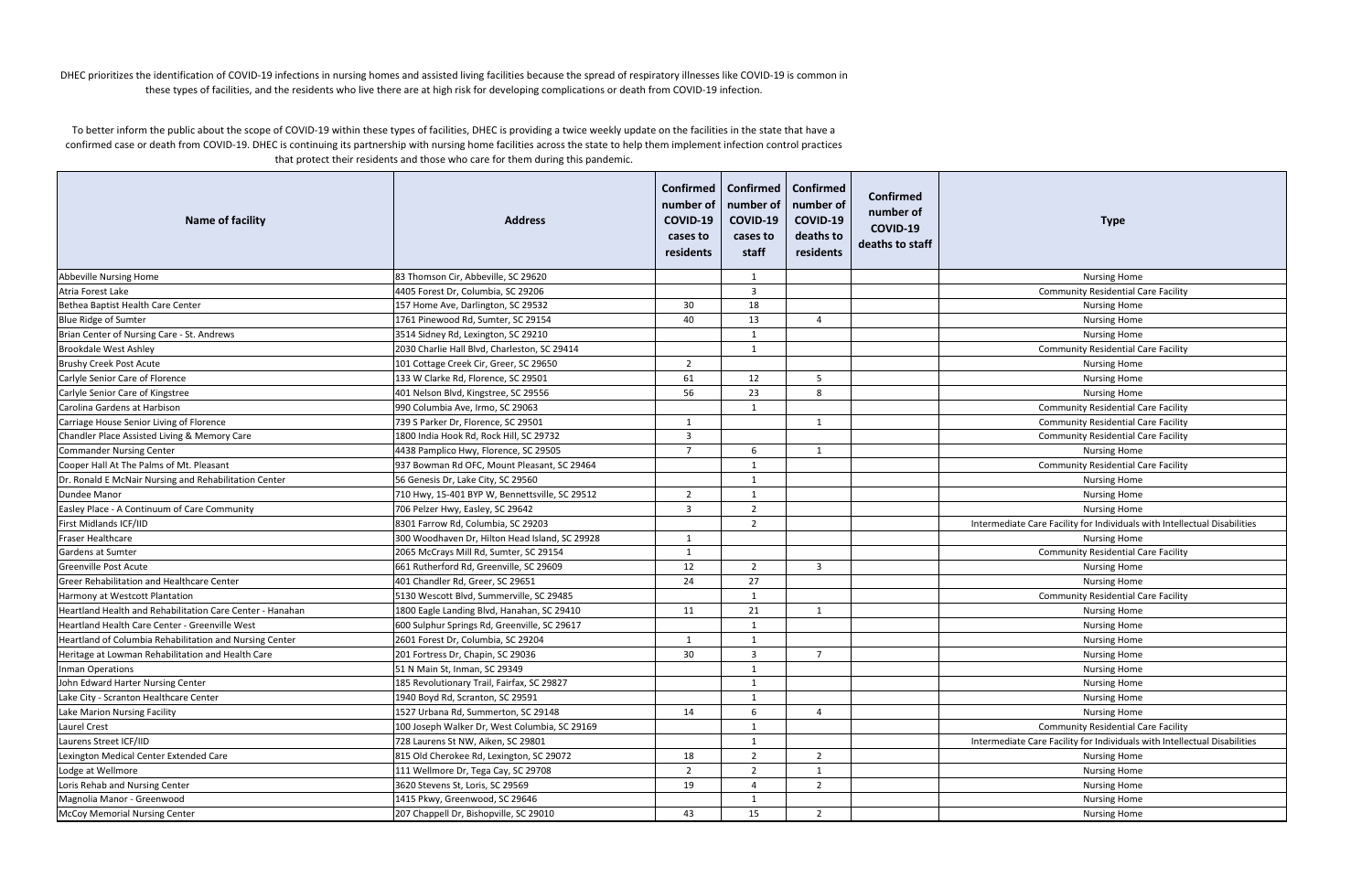DHEC prioritizes the identification of COVID-19 infections in nursing homes and assisted living facilities because the spread of respiratory illnesses like COVID-19 is common in these types of facilities, and the residents who live there are at high risk for developing complications or death from COVID-19 infection.

To better inform the public about the scope of COVID-19 within these types of facilities, DHEC is providing a twice weekly update on the facilities in the state that have a confirmed case or death from COVID-19. DHEC is continuing its partnership with nursing home facilities across the state to help them implement infection control practices that protect their residents and those who care for them during this pandemic.

| Name of facility | Address | Confirmed number of COVID-19 cases to residents | Confirmed number of COVID-19 cases to staff | Confirmed number of COVID-19 deaths to residents | Confirmed number of COVID-19 deaths to staff | Type |
|---|---|---|---|---|---|---|
| Abbeville Nursing Home | 83 Thomson Cir, Abbeville, SC 29620 | | 1 | | | Nursing Home |
| Atria Forest Lake | 4405 Forest Dr, Columbia, SC 29206 | | 3 | | | Community Residential Care Facility |
| Bethea Baptist Health Care Center | 157 Home Ave, Darlington, SC 29532 | 30 | 18 | | | Nursing Home |
| Blue Ridge of Sumter | 1761 Pinewood Rd, Sumter, SC 29154 | 40 | 13 | 4 | | Nursing Home |
| Brian Center of Nursing Care - St. Andrews | 3514 Sidney Rd, Lexington, SC 29210 | | 1 | | | Nursing Home |
| Brookdale West Ashley | 2030 Charlie Hall Blvd, Charleston, SC 29414 | | 1 | | | Community Residential Care Facility |
| Brushy Creek Post Acute | 101 Cottage Creek Cir, Greer, SC 29650 | 2 | | | | Nursing Home |
| Carlyle Senior Care of Florence | 133 W Clarke Rd, Florence, SC 29501 | 61 | 12 | 5 | | Nursing Home |
| Carlyle Senior Care of Kingstree | 401 Nelson Blvd, Kingstree, SC 29556 | 56 | 23 | 8 | | Nursing Home |
| Carolina Gardens at Harbison | 990 Columbia Ave, Irmo, SC 29063 | | 1 | | | Community Residential Care Facility |
| Carriage House Senior Living of Florence | 739 S Parker Dr, Florence, SC 29501 | 1 | | 1 | | Community Residential Care Facility |
| Chandler Place Assisted Living & Memory Care | 1800 India Hook Rd, Rock Hill, SC 29732 | 3 | | | | Community Residential Care Facility |
| Commander Nursing Center | 4438 Pamplico Hwy, Florence, SC 29505 | 7 | 6 | 1 | | Nursing Home |
| Cooper Hall At The Palms of Mt. Pleasant | 937 Bowman Rd OFC, Mount Pleasant, SC 29464 | | 1 | | | Community Residential Care Facility |
| Dr. Ronald E McNair Nursing and Rehabilitation Center | 56 Genesis Dr, Lake City, SC 29560 | | 1 | | | Nursing Home |
| Dundee Manor | 710 Hwy, 15-401 BYP W, Bennettsville, SC 29512 | 2 | 1 | | | Nursing Home |
| Easley Place - A Continuum of Care Community | 706 Pelzer Hwy, Easley, SC 29642 | 3 | 2 | | | Nursing Home |
| First Midlands ICF/IID | 8301 Farrow Rd, Columbia, SC 29203 | | 2 | | | Intermediate Care Facility for Individuals with Intellectual Disabilities |
| Fraser Healthcare | 300 Woodhaven Dr, Hilton Head Island, SC 29928 | 1 | | | | Nursing Home |
| Gardens at Sumter | 2065 McCrays Mill Rd, Sumter, SC 29154 | 1 | | | | Community Residential Care Facility |
| Greenville Post Acute | 661 Rutherford Rd, Greenville, SC 29609 | 12 | 2 | 3 | | Nursing Home |
| Greer Rehabilitation and Healthcare Center | 401 Chandler Rd, Greer, SC 29651 | 24 | 27 | | | Nursing Home |
| Harmony at Westcott Plantation | 5130 Wescott Blvd, Summerville, SC 29485 | | 1 | | | Community Residential Care Facility |
| Heartland Health and Rehabilitation Care Center - Hanahan | 1800 Eagle Landing Blvd, Hanahan, SC 29410 | 11 | 21 | 1 | | Nursing Home |
| Heartland Health Care Center - Greenville West | 600 Sulphur Springs Rd, Greenville, SC 29617 | | 1 | | | Nursing Home |
| Heartland of Columbia Rehabilitation and Nursing Center | 2601 Forest Dr, Columbia, SC 29204 | 1 | 1 | | | Nursing Home |
| Heritage at Lowman Rehabilitation and Health Care | 201 Fortress Dr, Chapin, SC 29036 | 30 | 3 | 7 | | Nursing Home |
| Inman Operations | 51 N Main St, Inman, SC 29349 | | 1 | | | Nursing Home |
| John Edward Harter Nursing Center | 185 Revolutionary Trail, Fairfax, SC 29827 | | 1 | | | Nursing Home |
| Lake City - Scranton Healthcare Center | 1940 Boyd Rd, Scranton, SC 29591 | | 1 | | | Nursing Home |
| Lake Marion Nursing Facility | 1527 Urbana Rd, Summerton, SC 29148 | 14 | 6 | 4 | | Nursing Home |
| Laurel Crest | 100 Joseph Walker Dr, West Columbia, SC 29169 | | 1 | | | Community Residential Care Facility |
| Laurens Street ICF/IID | 728 Laurens St NW, Aiken, SC 29801 | | 1 | | | Intermediate Care Facility for Individuals with Intellectual Disabilities |
| Lexington Medical Center Extended Care | 815 Old Cherokee Rd, Lexington, SC 29072 | 18 | 2 | 2 | | Nursing Home |
| Lodge at Wellmore | 111 Wellmore Dr, Tega Cay, SC 29708 | 2 | 2 | 1 | | Nursing Home |
| Loris Rehab and Nursing Center | 3620 Stevens St, Loris, SC 29569 | 19 | 4 | 2 | | Nursing Home |
| Magnolia Manor - Greenwood | 1415 Pkwy, Greenwood, SC 29646 | | 1 | | | Nursing Home |
| McCoy Memorial Nursing Center | 207 Chappell Dr, Bishopville, SC 29010 | 43 | 15 | 2 | | Nursing Home |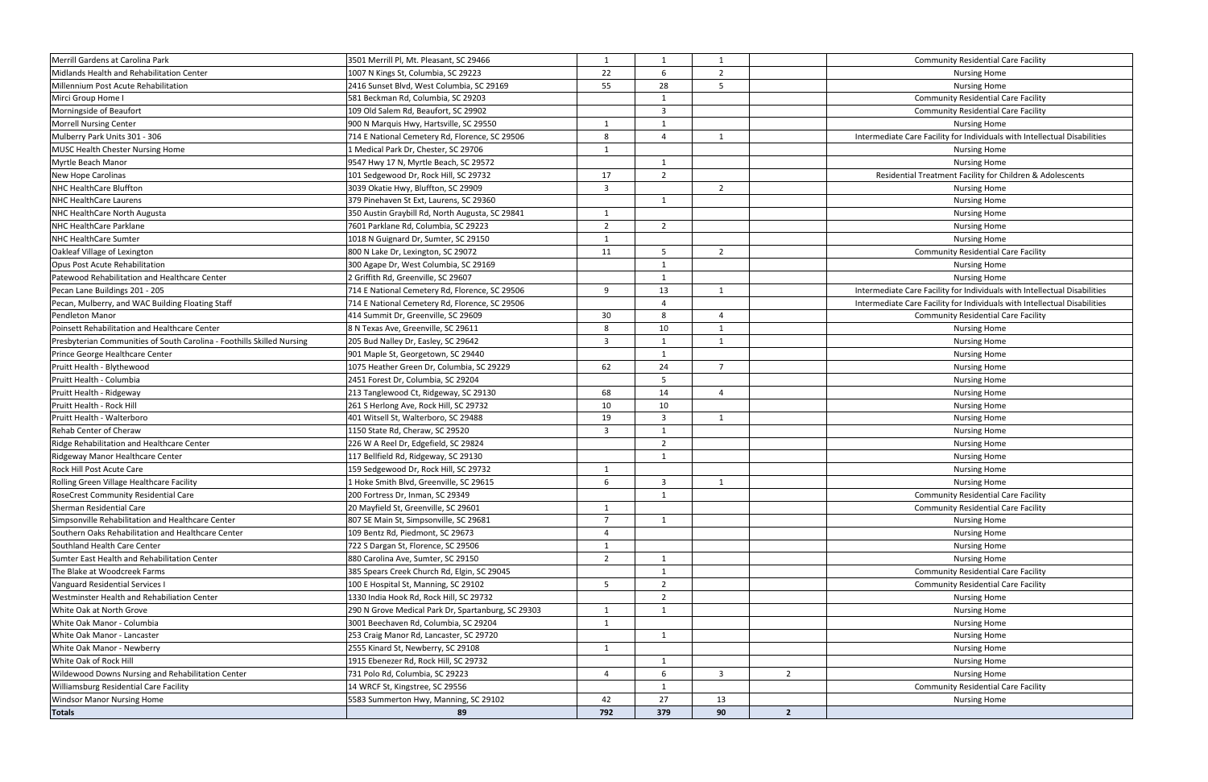| | | | | | | |
|---|---|---|---|---|---|---|
| Merrill Gardens at Carolina Park | 3501 Merrill Pl, Mt. Pleasant, SC 29466 | 1 | 1 | 1 | | Community Residential Care Facility |
| Midlands Health and Rehabilitation Center | 1007 N Kings St, Columbia, SC 29223 | 22 | 6 | 2 | | Nursing Home |
| Millennium Post Acute Rehabilitation | 2416 Sunset Blvd, West Columbia, SC 29169 | 55 | 28 | 5 | | Nursing Home |
| Mirci Group Home I | 581 Beckman Rd, Columbia, SC 29203 | | 1 | | | Community Residential Care Facility |
| Morningside of Beaufort | 109 Old Salem Rd, Beaufort, SC 29902 | | 3 | | | Community Residential Care Facility |
| Morrell Nursing Center | 900 N Marquis Hwy, Hartsville, SC 29550 | 1 | 1 | | | Nursing Home |
| Mulberry Park Units 301 - 306 | 714 E National Cemetery Rd, Florence, SC 29506 | 8 | 4 | 1 | | Intermediate Care Facility for Individuals with Intellectual Disabilities |
| MUSC Health Chester Nursing Home | 1 Medical Park Dr, Chester, SC 29706 | 1 | | | | Nursing Home |
| Myrtle Beach Manor | 9547 Hwy 17 N, Myrtle Beach, SC 29572 | | 1 | | | Nursing Home |
| New Hope Carolinas | 101 Sedgewood Dr, Rock Hill, SC 29732 | 17 | 2 | | | Residential Treatment Facility for Children & Adolescents |
| NHC HealthCare Bluffton | 3039 Okatie Hwy, Bluffton, SC 29909 | 3 | | 2 | | Nursing Home |
| NHC HealthCare Laurens | 379 Pinehaven St Ext, Laurens, SC 29360 | | 1 | | | Nursing Home |
| NHC HealthCare North Augusta | 350 Austin Graybill Rd, North Augusta, SC 29841 | 1 | | | | Nursing Home |
| NHC HealthCare Parklane | 7601 Parklane Rd, Columbia, SC 29223 | 2 | 2 | | | Nursing Home |
| NHC HealthCare Sumter | 1018 N Guignard Dr, Sumter, SC 29150 | 1 | | | | Nursing Home |
| Oakleaf Village of Lexington | 800 N Lake Dr, Lexington, SC 29072 | 11 | 5 | 2 | | Community Residential Care Facility |
| Opus Post Acute Rehabilitation | 300 Agape Dr, West Columbia, SC 29169 | | 1 | | | Nursing Home |
| Patewood Rehabilitation and Healthcare Center | 2 Griffith Rd, Greenville, SC 29607 | | 1 | | | Nursing Home |
| Pecan Lane Buildings 201 - 205 | 714 E National Cemetery Rd, Florence, SC 29506 | 9 | 13 | 1 | | Intermediate Care Facility for Individuals with Intellectual Disabilities |
| Pecan, Mulberry, and WAC Building Floating Staff | 714 E National Cemetery Rd, Florence, SC 29506 | | 4 | | | Intermediate Care Facility for Individuals with Intellectual Disabilities |
| Pendleton Manor | 414 Summit Dr, Greenville, SC 29609 | 30 | 8 | 4 | | Community Residential Care Facility |
| Poinsett Rehabilitation and Healthcare Center | 8 N Texas Ave, Greenville, SC 29611 | 8 | 10 | 1 | | Nursing Home |
| Presbyterian Communities of South Carolina - Foothills Skilled Nursing | 205 Bud Nalley Dr, Easley, SC 29642 | 3 | 1 | 1 | | Nursing Home |
| Prince George Healthcare Center | 901 Maple St, Georgetown, SC 29440 | | 1 | | | Nursing Home |
| Pruitt Health - Blythewood | 1075 Heather Green Dr, Columbia, SC 29229 | 62 | 24 | 7 | | Nursing Home |
| Pruitt Health - Columbia | 2451 Forest Dr, Columbia, SC 29204 | | 5 | | | Nursing Home |
| Pruitt Health - Ridgeway | 213 Tanglewood Ct, Ridgeway, SC 29130 | 68 | 14 | 4 | | Nursing Home |
| Pruitt Health - Rock Hill | 261 S Herlong Ave, Rock Hill, SC 29732 | 10 | 10 | | | Nursing Home |
| Pruitt Health - Walterboro | 401 Witsell St, Walterboro, SC 29488 | 19 | 3 | 1 | | Nursing Home |
| Rehab Center of Cheraw | 1150 State Rd, Cheraw, SC 29520 | 3 | 1 | | | Nursing Home |
| Ridge Rehabilitation and Healthcare Center | 226 W A Reel Dr, Edgefield, SC 29824 | | 2 | | | Nursing Home |
| Ridgeway Manor Healthcare Center | 117 Bellfield Rd, Ridgeway, SC 29130 | | 1 | | | Nursing Home |
| Rock Hill Post Acute Care | 159 Sedgewood Dr, Rock Hill, SC 29732 | 1 | | | | Nursing Home |
| Rolling Green Village Healthcare Facility | 1 Hoke Smith Blvd, Greenville, SC 29615 | 6 | 3 | 1 | | Nursing Home |
| RoseCrest Community Residential Care | 200 Fortress Dr, Inman, SC 29349 | | 1 | | | Community Residential Care Facility |
| Sherman Residential Care | 20 Mayfield St, Greenville, SC 29601 | 1 | | | | Community Residential Care Facility |
| Simpsonville Rehabilitation and Healthcare Center | 807 SE Main St, Simpsonville, SC 29681 | 7 | 1 | | | Nursing Home |
| Southern Oaks Rehabilitation and Healthcare Center | 109 Bentz Rd, Piedmont, SC 29673 | 4 | | | | Nursing Home |
| Southland Health Care Center | 722 S Dargan St, Florence, SC 29506 | 1 | | | | Nursing Home |
| Sumter East Health and Rehabilitation Center | 880 Carolina Ave, Sumter, SC 29150 | 2 | 1 | | | Nursing Home |
| The Blake at Woodcreek Farms | 385 Spears Creek Church Rd, Elgin, SC 29045 | | 1 | | | Community Residential Care Facility |
| Vanguard Residential Services I | 100 E Hospital St, Manning, SC 29102 | 5 | 2 | | | Community Residential Care Facility |
| Westminster Health and Rehabiliation Center | 1330 India Hook Rd, Rock Hill, SC 29732 | | 2 | | | Nursing Home |
| White Oak at North Grove | 290 N Grove Medical Park Dr, Spartanburg, SC 29303 | 1 | 1 | | | Nursing Home |
| White Oak Manor - Columbia | 3001 Beechaven Rd, Columbia, SC 29204 | 1 | | | | Nursing Home |
| White Oak Manor - Lancaster | 253 Craig Manor Rd, Lancaster, SC 29720 | | 1 | | | Nursing Home |
| White Oak Manor - Newberry | 2555 Kinard St, Newberry, SC 29108 | 1 | | | | Nursing Home |
| White Oak of Rock Hill | 1915 Ebenezer Rd, Rock Hill, SC 29732 | | 1 | | | Nursing Home |
| Wildewood Downs Nursing and Rehabilitation Center | 731 Polo Rd, Columbia, SC 29223 | 4 | 6 | 3 | 2 | Nursing Home |
| Williamsburg Residential Care Facility | 14 WRCF St, Kingstree, SC 29556 | | 1 | | | Community Residential Care Facility |
| Windsor Manor Nursing Home | 5583 Summerton Hwy, Manning, SC 29102 | 42 | 27 | 13 | | Nursing Home |
| **Totals** | **89** | **792** | **379** | **90** | **2** | |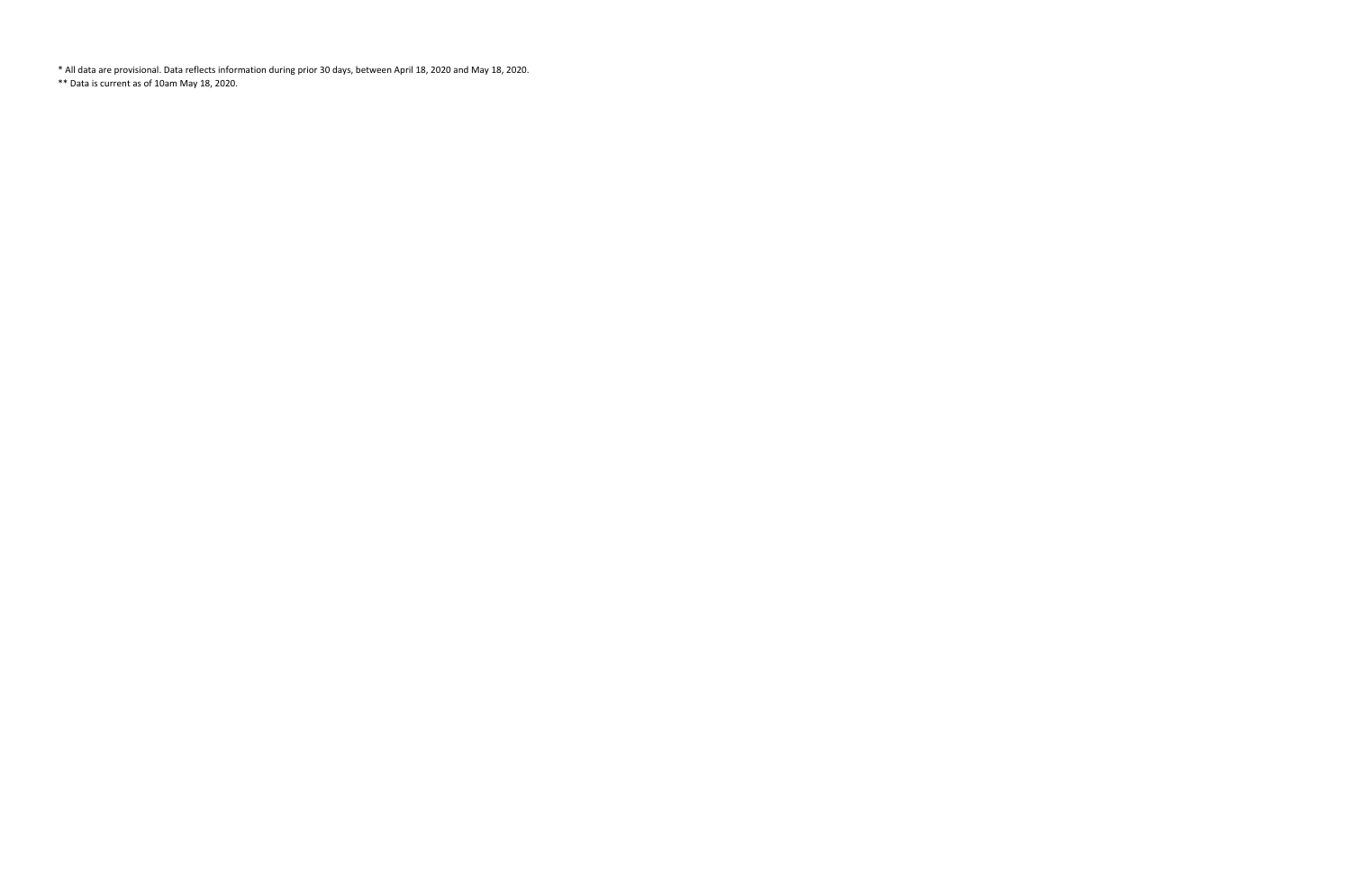* All data are provisional. Data reflects information during prior 30 days, between April 18, 2020 and May 18, 2020.

** Data is current as of 10am May 18, 2020.